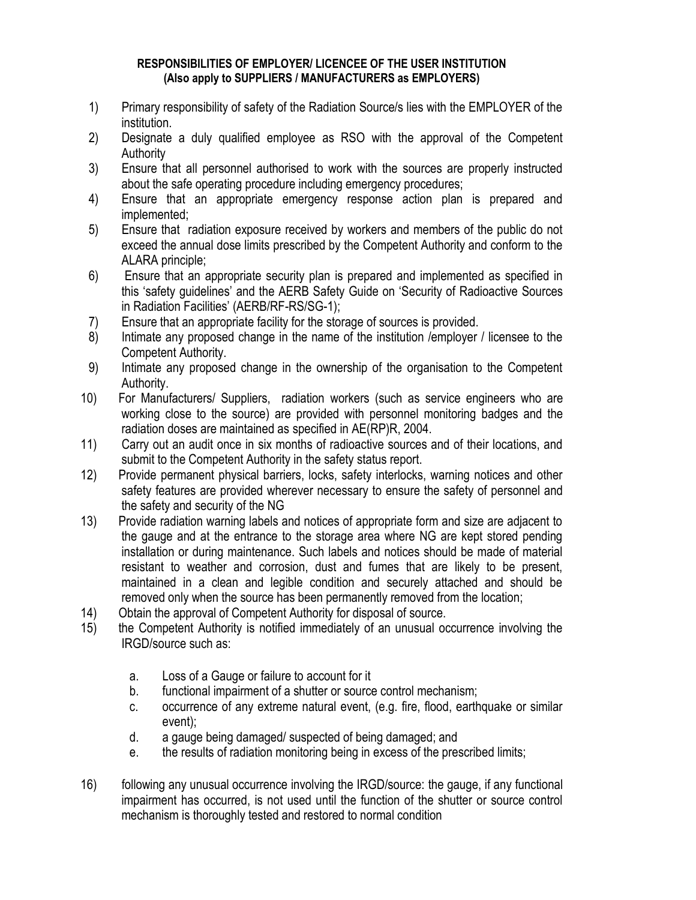**RESPONSIBILITIES OF EMPLOYER/ LICENCEE OF THE USER INSTITUTION (Also apply to SUPPLIERS / MANUFACTURERS as EMPLOYERS)**

1) Primary responsibility of safety of the Radiation Source/s lies with the EMPLOYER of the institution.
2) Designate a duly qualified employee as RSO with the approval of the Competent Authority
3) Ensure that all personnel authorised to work with the sources are properly instructed about the safe operating procedure including emergency procedures;
4) Ensure that an appropriate emergency response action plan is prepared and implemented;
5) Ensure that radiation exposure received by workers and members of the public do not exceed the annual dose limits prescribed by the Competent Authority and conform to the ALARA principle;
6) Ensure that an appropriate security plan is prepared and implemented as specified in this 'safety guidelines' and the AERB Safety Guide on 'Security of Radioactive Sources in Radiation Facilities' (AERB/RF-RS/SG-1);
7) Ensure that an appropriate facility for the storage of sources is provided.
8) Intimate any proposed change in the name of the institution /employer / licensee to the Competent Authority.
9) Intimate any proposed change in the ownership of the organisation to the Competent Authority.
10) For Manufacturers/ Suppliers, radiation workers (such as service engineers who are working close to the source) are provided with personnel monitoring badges and the radiation doses are maintained as specified in AE(RP)R, 2004.
11) Carry out an audit once in six months of radioactive sources and of their locations, and submit to the Competent Authority in the safety status report.
12) Provide permanent physical barriers, locks, safety interlocks, warning notices and other safety features are provided wherever necessary to ensure the safety of personnel and the safety and security of the NG
13) Provide radiation warning labels and notices of appropriate form and size are adjacent to the gauge and at the entrance to the storage area where NG are kept stored pending installation or during maintenance. Such labels and notices should be made of material resistant to weather and corrosion, dust and fumes that are likely to be present, maintained in a clean and legible condition and securely attached and should be removed only when the source has been permanently removed from the location;
14) Obtain the approval of Competent Authority for disposal of source.
15) the Competent Authority is notified immediately of an unusual occurrence involving the IRGD/source such as:
    a. Loss of a Gauge or failure to account for it
    b. functional impairment of a shutter or source control mechanism;
    c. occurrence of any extreme natural event, (e.g. fire, flood, earthquake or similar event);
    d. a gauge being damaged/ suspected of being damaged; and
    e. the results of radiation monitoring being in excess of the prescribed limits;
16) following any unusual occurrence involving the IRGD/source: the gauge, if any functional impairment has occurred, is not used until the function of the shutter or source control mechanism is thoroughly tested and restored to normal condition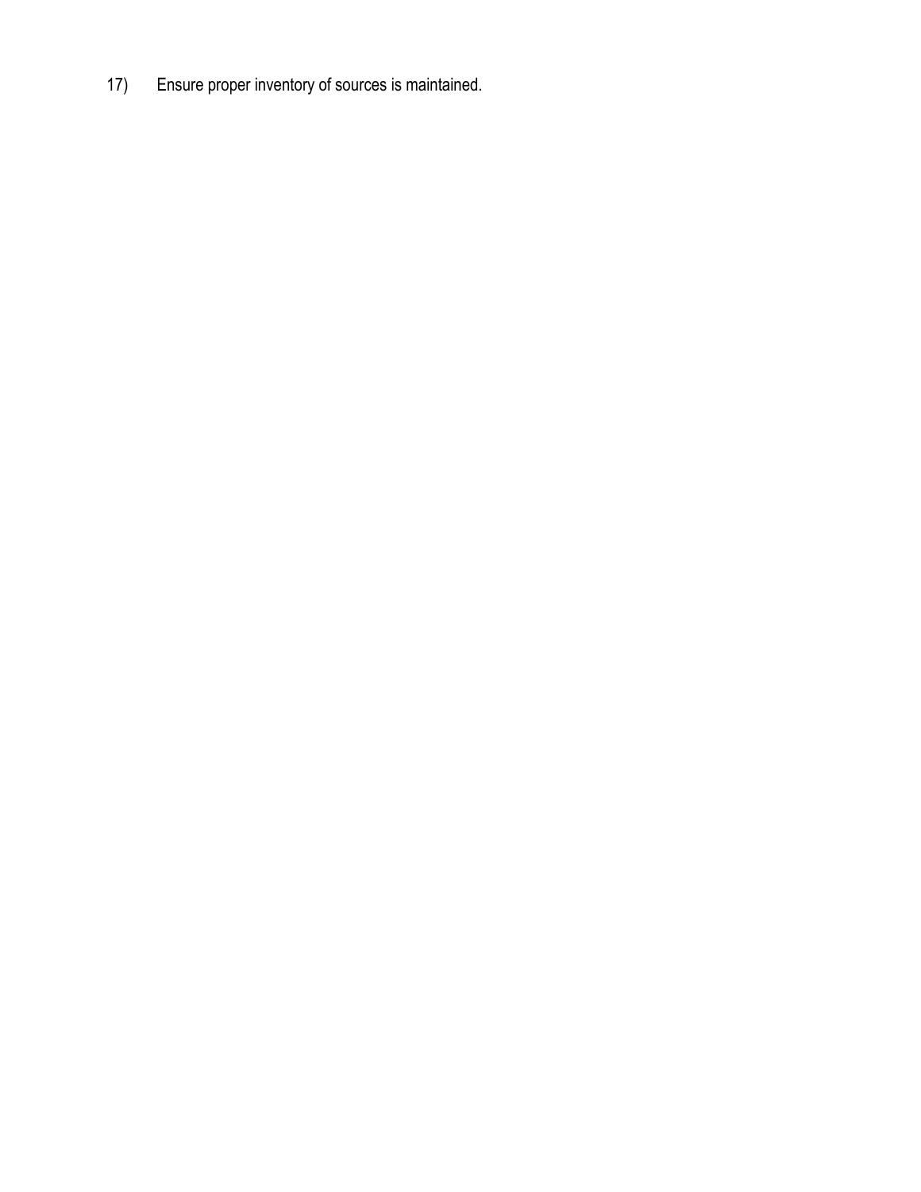17) Ensure proper inventory of sources is maintained.